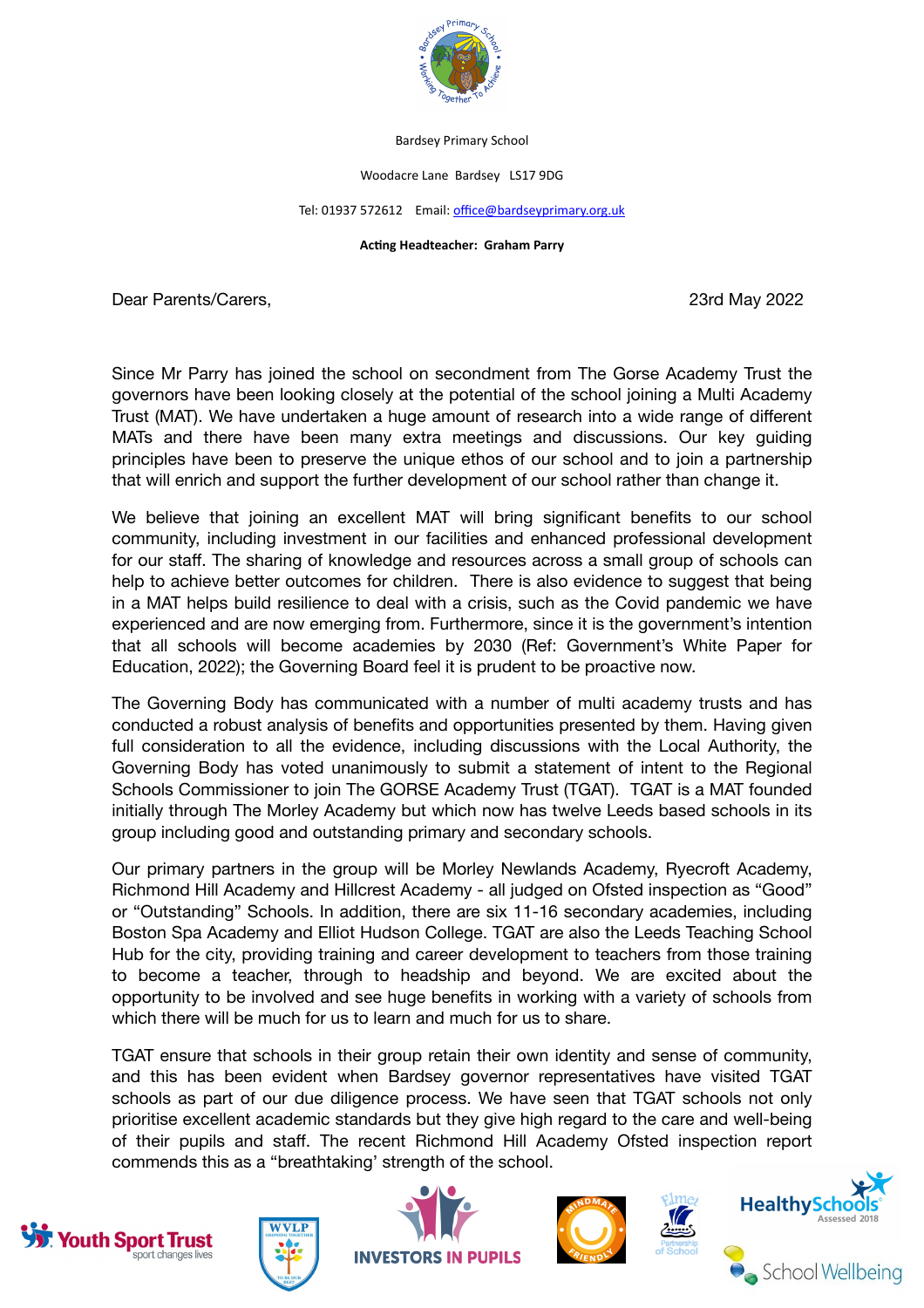Bardsey Primary School

Woodacre Lane Bardsey LS17 9DG

Tel: 01937 572612 Email: office@bardseyprimary.org.uk

**Acting Headteacher: Graham Parry**

Dear Parents/Carers, 23rd May 2022

Since Mr Parry has joined the school on secondment from The Gorse Academy Trust the governors have been looking closely at the potential of the school joining a Multi Academy Trust (MAT). We have undertaken a huge amount of research into a wide range of different MATs and there have been many extra meetings and discussions. Our key guiding principles have been to preserve the unique ethos of our school and to join a partnership that will enrich and support the further development of our school rather than change it.

We believe that joining an excellent MAT will bring significant benefits to our school community, including investment in our facilities and enhanced professional development for our staff. The sharing of knowledge and resources across a small group of schools can help to achieve better outcomes for children. There is also evidence to suggest that being in a MAT helps build resilience to deal with a crisis, such as the Covid pandemic we have experienced and are now emerging from. Furthermore, since it is the government's intention that all schools will become academies by 2030 (Ref: Government's White Paper for Education, 2022); the Governing Board feel it is prudent to be proactive now.

The Governing Body has communicated with a number of multi academy trusts and has conducted a robust analysis of benefits and opportunities presented by them. Having given full consideration to all the evidence, including discussions with the Local Authority, the Governing Body has voted unanimously to submit a statement of intent to the Regional Schools Commissioner to join The GORSE Academy Trust (TGAT). TGAT is a MAT founded initially through The Morley Academy but which now has twelve Leeds based schools in its group including good and outstanding primary and secondary schools.

Our primary partners in the group will be Morley Newlands Academy, Ryecroft Academy, Richmond Hill Academy and Hillcrest Academy - all judged on Ofsted inspection as "Good" or "Outstanding" Schools. In addition, there are six 11-16 secondary academies, including Boston Spa Academy and Elliot Hudson College. TGAT are also the Leeds Teaching School Hub for the city, providing training and career development to teachers from those training to become a teacher, through to headship and beyond. We are excited about the opportunity to be involved and see huge benefits in working with a variety of schools from which there will be much for us to learn and much for us to share.

TGAT ensure that schools in their group retain their own identity and sense of community, and this has been evident when Bardsey governor representatives have visited TGAT schools as part of our due diligence process. We have seen that TGAT schools not only prioritise excellent academic standards but they give high regard to the care and well-being of their pupils and staff. The recent Richmond Hill Academy Ofsted inspection report commends this as a "breathtaking' strength of the school.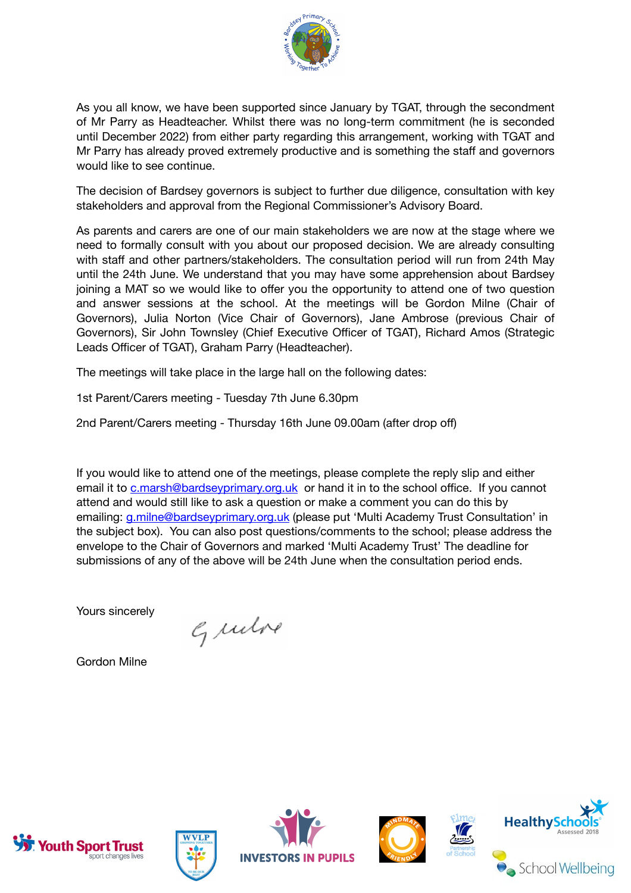As you all know, we have been supported since January by TGAT, through the secondment of Mr Parry as Headteacher. Whilst there was no long-term commitment (he is seconded until December 2022) from either party regarding this arrangement, working with TGAT and Mr Parry has already proved extremely productive and is something the staff and governors would like to see continue.

The decision of Bardsey governors is subject to further due diligence, consultation with key stakeholders and approval from the Regional Commissioner's Advisory Board.

As parents and carers are one of our main stakeholders we are now at the stage where we need to formally consult with you about our proposed decision. We are already consulting with staff and other partners/stakeholders. The consultation period will run from 24th May until the 24th June. We understand that you may have some apprehension about Bardsey joining a MAT so we would like to offer you the opportunity to attend one of two question and answer sessions at the school. At the meetings will be Gordon Milne (Chair of Governors), Julia Norton (Vice Chair of Governors), Jane Ambrose (previous Chair of Governors), Sir John Townsley (Chief Executive Officer of TGAT), Richard Amos (Strategic Leads Officer of TGAT), Graham Parry (Headteacher).

The meetings will take place in the large hall on the following dates:

1st Parent/Carers meeting - Tuesday 7th June 6.30pm

2nd Parent/Carers meeting - Thursday 16th June 09.00am (after drop off)

If you would like to attend one of the meetings, please complete the reply slip and either email it to c.marsh@bardseyprimary.org.uk or hand it in to the school office. If you cannot attend and would still like to ask a question or make a comment you can do this by emailing: g.milne@bardseyprimary.org.uk (please put 'Multi Academy Trust Consultation' in the subject box). You can also post questions/comments to the school; please address the envelope to the Chair of Governors and marked 'Multi Academy Trust' The deadline for submissions of any of the above will be 24th June when the consultation period ends.

Yours sincerely

G Milne

Gordon Milne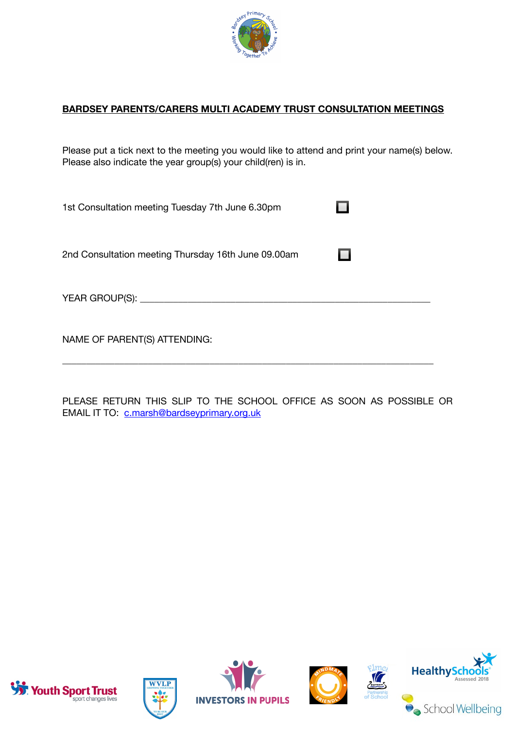**BARDSEY PARENTS/CARERS MULTI ACADEMY TRUST CONSULTATION MEETINGS**

Please put a tick next to the meeting you would like to attend and print your name(s) below. Please also indicate the year group(s) your child(ren) is in.

1st Consultation meeting Tuesday 7th June 6.30pm ☐

2nd Consultation meeting Thursday 16th June 09.00am ☐

YEAR GROUP(S): ____________________________________________________________

NAME OF PARENT(S) ATTENDING:

______________________________________________________________________________

PLEASE RETURN THIS SLIP TO THE SCHOOL OFFICE AS SOON AS POSSIBLE OR EMAIL IT TO: c.marsh@bardseyprimary.org.uk